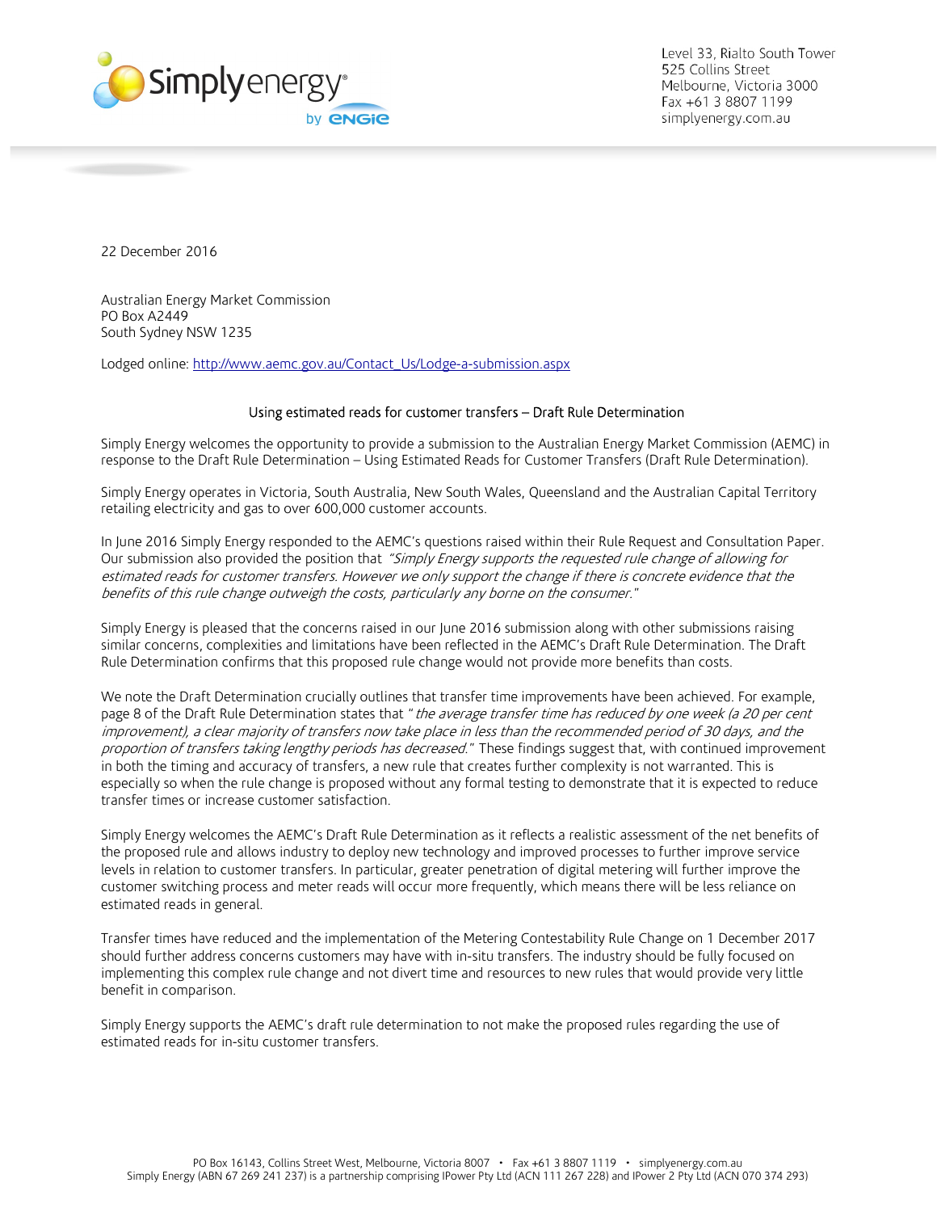Level 33, Rialto South Tower
525 Collins Street
Melbourne, Victoria 3000
Fax +61 3 8807 1199
simplyenergy.com.au

22 December 2016

Australian Energy Market Commission
PO Box A2449
South Sydney NSW 1235

Lodged online: http://www.aemc.gov.au/Contact_Us/Lodge-a-submission.aspx

## Using estimated reads for customer transfers – Draft Rule Determination

Simply Energy welcomes the opportunity to provide a submission to the Australian Energy Market Commission (AEMC) in response to the Draft Rule Determination – Using Estimated Reads for Customer Transfers (Draft Rule Determination).

Simply Energy operates in Victoria, South Australia, New South Wales, Queensland and the Australian Capital Territory retailing electricity and gas to over 600,000 customer accounts.

In June 2016 Simply Energy responded to the AEMC's questions raised within their Rule Request and Consultation Paper. Our submission also provided the position that *"Simply Energy supports the requested rule change of allowing for estimated reads for customer transfers. However we only support the change if there is concrete evidence that the benefits of this rule change outweigh the costs, particularly any borne on the consumer."*

Simply Energy is pleased that the concerns raised in our June 2016 submission along with other submissions raising similar concerns, complexities and limitations have been reflected in the AEMC's Draft Rule Determination. The Draft Rule Determination confirms that this proposed rule change would not provide more benefits than costs.

We note the Draft Determination crucially outlines that transfer time improvements have been achieved. For example, page 8 of the Draft Rule Determination states that "*the average transfer time has reduced by one week (a 20 per cent improvement), a clear majority of transfers now take place in less than the recommended period of 30 days, and the proportion of transfers taking lengthy periods has decreased.*" These findings suggest that, with continued improvement in both the timing and accuracy of transfers, a new rule that creates further complexity is not warranted. This is especially so when the rule change is proposed without any formal testing to demonstrate that it is expected to reduce transfer times or increase customer satisfaction.

Simply Energy welcomes the AEMC's Draft Rule Determination as it reflects a realistic assessment of the net benefits of the proposed rule and allows industry to deploy new technology and improved processes to further improve service levels in relation to customer transfers. In particular, greater penetration of digital metering will further improve the customer switching process and meter reads will occur more frequently, which means there will be less reliance on estimated reads in general.

Transfer times have reduced and the implementation of the Metering Contestability Rule Change on 1 December 2017 should further address concerns customers may have with in-situ transfers. The industry should be fully focused on implementing this complex rule change and not divert time and resources to new rules that would provide very little benefit in comparison.

Simply Energy supports the AEMC's draft rule determination to not make the proposed rules regarding the use of estimated reads for in-situ customer transfers.

PO Box 16143, Collins Street West, Melbourne, Victoria 8007 • Fax +61 3 8807 1119 • simplyenergy.com.au
Simply Energy (ABN 67 269 241 237) is a partnership comprising IPower Pty Ltd (ACN 111 267 228) and IPower 2 Pty Ltd (ACN 070 374 293)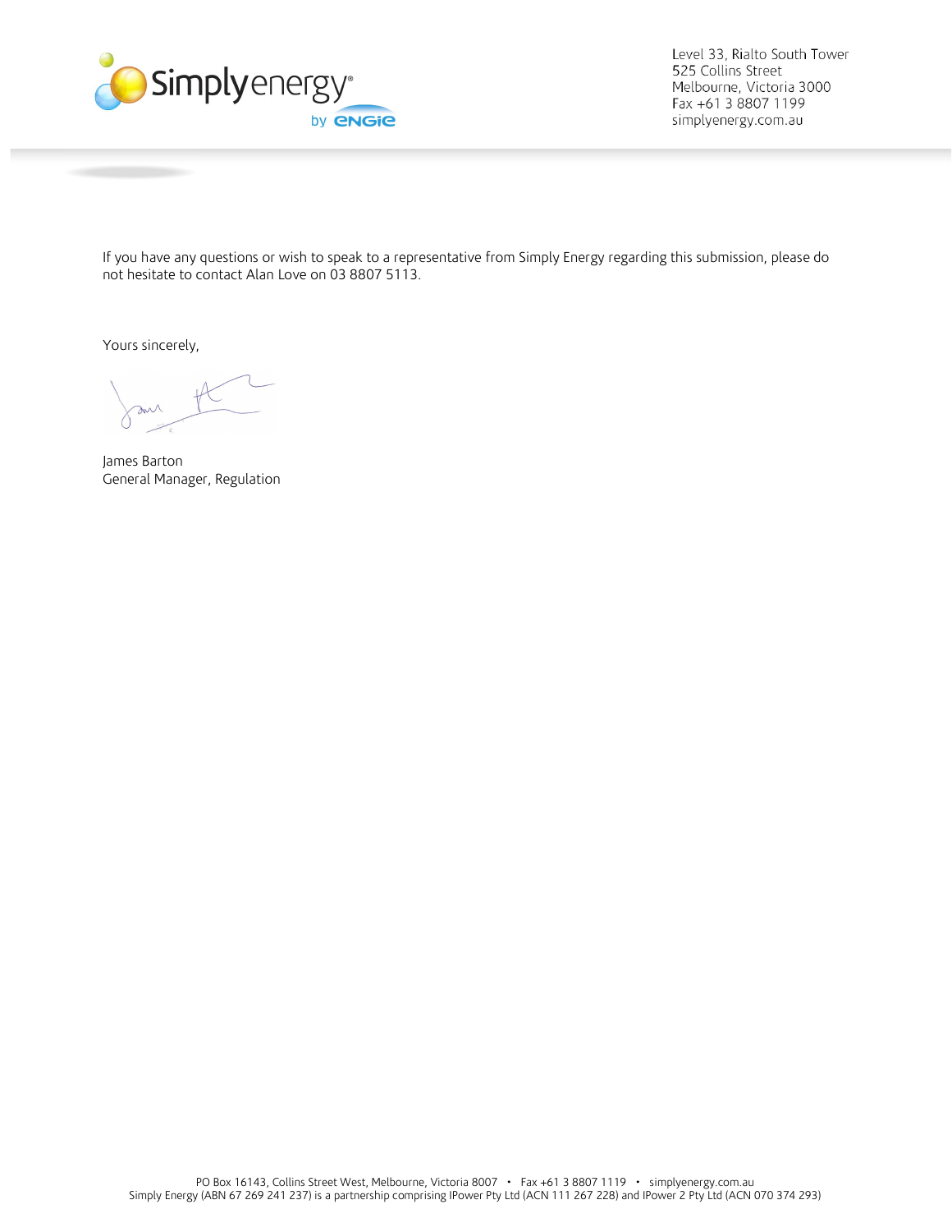If you have any questions or wish to speak to a representative from Simply Energy regarding this submission, please do not hesitate to contact Alan Love on 03 8807 5113.

Yours sincerely,

James Barton
General Manager, Regulation